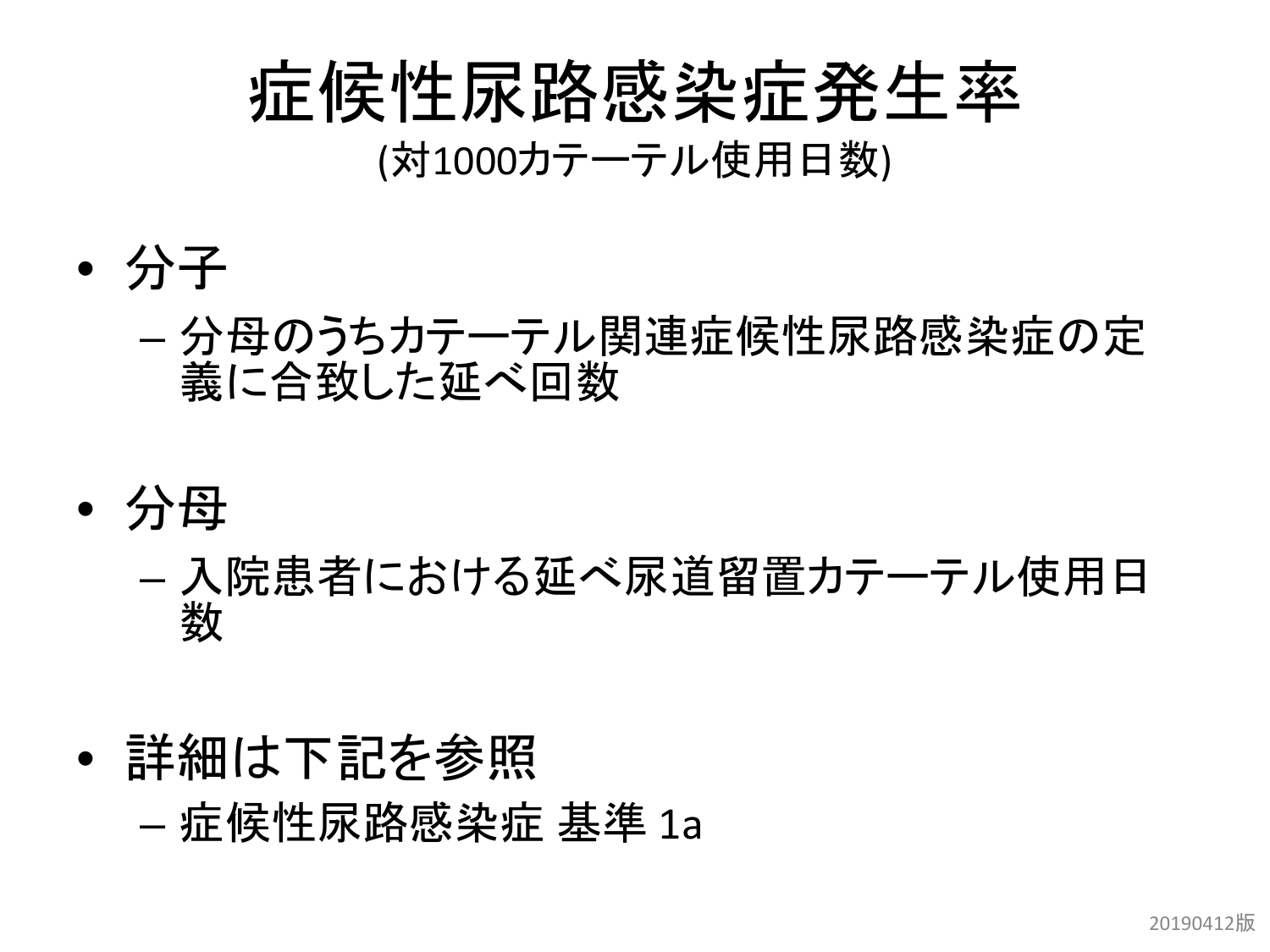# 症候性尿路感染症発生率

(対1000カテーテル使用日数)

- 分子
  - 分母のうちカテーテル関連症候性尿路感染症の定義に合致した延べ回数

- 分母
  - 入院患者における延べ尿道留置カテーテル使用日数

- 詳細は下記を参照
  - 症候性尿路感染症 基準 1a

20190412版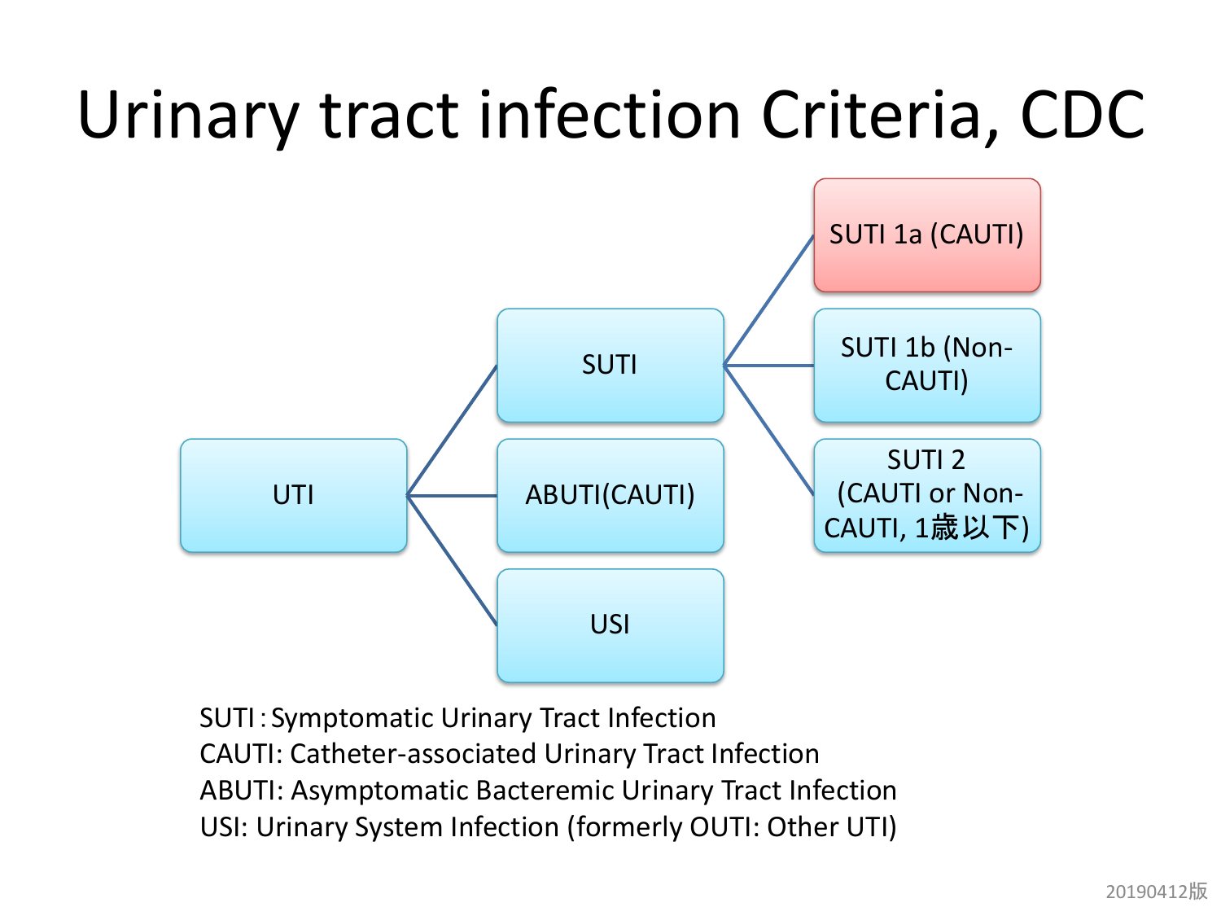# Urinary tract infection Criteria, CDC

- UTI
  - SUTI
    - SUTI 1a (CAUTI)
    - SUTI 1b (Non-CAUTI)
    - SUTI 2 (CAUTI or Non-CAUTI, 1歳以下)
  - ABUTI(CAUTI)
  - USI

SUTI : Symptomatic Urinary Tract Infection
CAUTI: Catheter-associated Urinary Tract Infection
ABUTI: Asymptomatic Bacteremic Urinary Tract Infection
USI: Urinary System Infection (formerly OUTI: Other UTI)

20190412版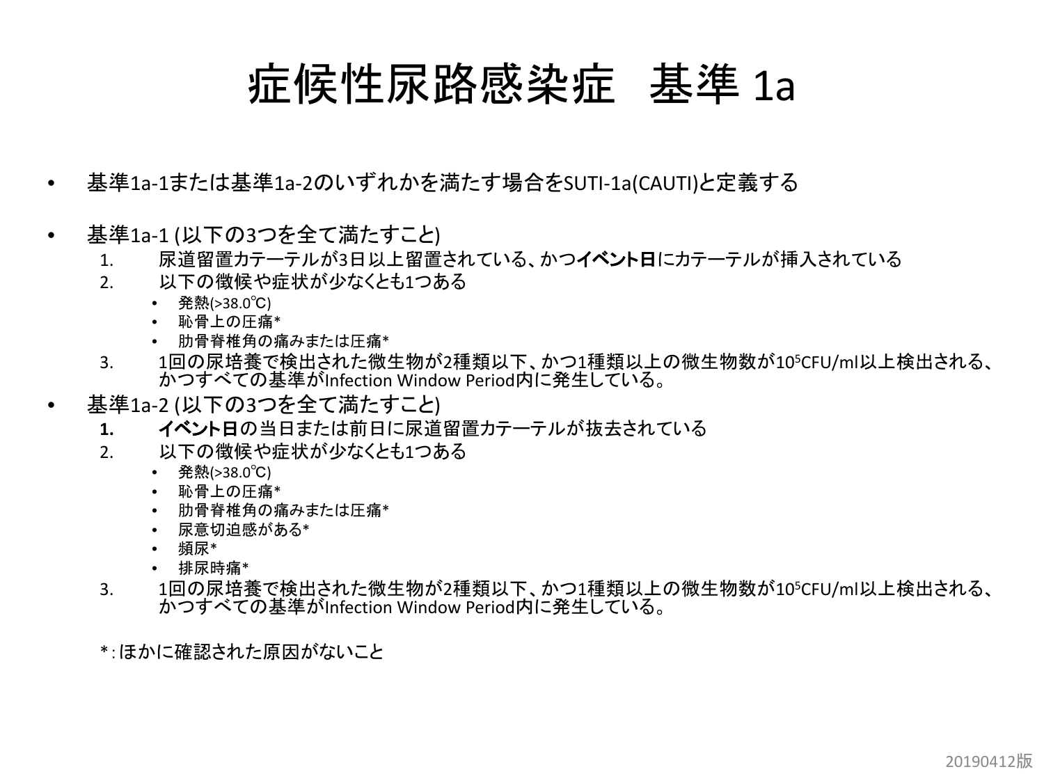# 症候性尿路感染症　基準 1a

- 基準1a-1または基準1a-2のいずれかを満たす場合をSUTI-1a(CAUTI)と定義する

- 基準1a-1 (以下の3つを全て満たすこと)
  1. 尿道留置カテーテルが3日以上留置されている、かつ**イベント日**にカテーテルが挿入されている
  2. 以下の徴候や症状が少なくとも1つある
     - 発熱(>38.0℃)
     - 恥骨上の圧痛*
     - 肋骨脊椎角の痛みまたは圧痛*
  3. 1回の尿培養で検出された微生物が2種類以下、かつ1種類以上の微生物数が$10^5$CFU/ml以上検出される、かつすべての基準がInfection Window Period内に発生している。
- 基準1a-2 (以下の3つを全て満たすこと)
  1. **イベント日**の当日または前日に尿道留置カテーテルが抜去されている
  2. 以下の徴候や症状が少なくとも1つある
     - 発熱(>38.0℃)
     - 恥骨上の圧痛*
     - 肋骨脊椎角の痛みまたは圧痛*
     - 尿意切迫感がある*
     - 頻尿*
     - 排尿時痛*
  3. 1回の尿培養で検出された微生物が2種類以下、かつ1種類以上の微生物数が$10^5$CFU/ml以上検出される、かつすべての基準がInfection Window Period内に発生している。

*: ほかに確認された原因がないこと

20190412版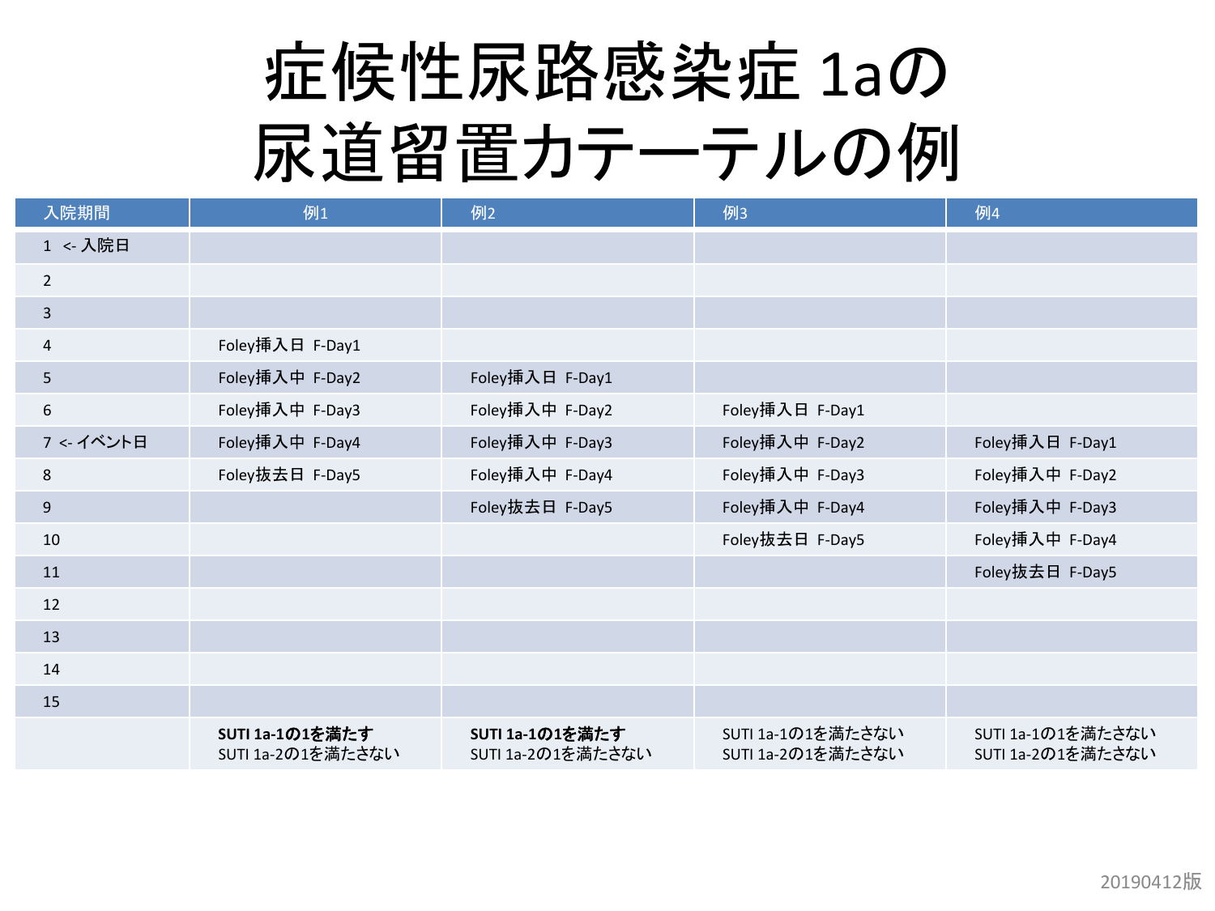# 症候性尿路感染症 1aの尿道留置カテーテルの例

| 入院期間 | 例1 | 例2 | 例3 | 例4 |
|---|---|---|---|---|
| 1 <- 入院日 | | | | |
| 2 | | | | |
| 3 | | | | |
| 4 | Foley挿入日 F-Day1 | | | |
| 5 | Foley挿入中 F-Day2 | Foley挿入日 F-Day1 | | |
| 6 | Foley挿入中 F-Day3 | Foley挿入中 F-Day2 | Foley挿入日 F-Day1 | |
| 7 <- イベント日 | Foley挿入中 F-Day4 | Foley挿入中 F-Day3 | Foley挿入中 F-Day2 | Foley挿入日 F-Day1 |
| 8 | Foley抜去日 F-Day5 | Foley挿入中 F-Day4 | Foley挿入中 F-Day3 | Foley挿入中 F-Day2 |
| 9 | | Foley抜去日 F-Day5 | Foley挿入中 F-Day4 | Foley挿入中 F-Day3 |
| 10 | | | Foley抜去日 F-Day5 | Foley挿入中 F-Day4 |
| 11 | | | | Foley抜去日 F-Day5 |
| 12 | | | | |
| 13 | | | | |
| 14 | | | | |
| 15 | | | | |
| | **SUTI 1a-1の1を満たす**<br>SUTI 1a-2の1を満たさない | **SUTI 1a-1の1を満たす**<br>SUTI 1a-2の1を満たさない | SUTI 1a-1の1を満たさない<br>SUTI 1a-2の1を満たさない | SUTI 1a-1の1を満たさない<br>SUTI 1a-2の1を満たさない |

20190412版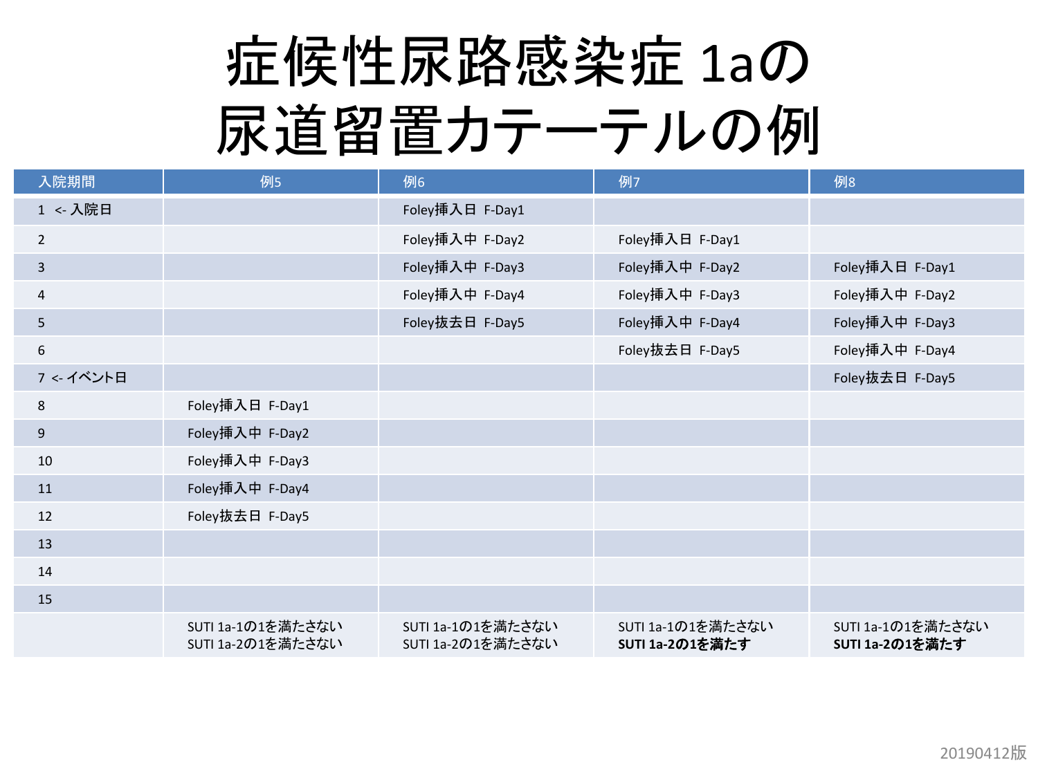# 症候性尿路感染症 1aの 尿道留置カテーテルの例

| 入院期間 | 例5 | 例6 | 例7 | 例8 |
|---|---|---|---|---|
| 1 <- 入院日 | | Foley挿入日 F-Day1 | | |
| 2 | | Foley挿入中 F-Day2 | Foley挿入日 F-Day1 | |
| 3 | | Foley挿入中 F-Day3 | Foley挿入中 F-Day2 | Foley挿入日 F-Day1 |
| 4 | | Foley挿入中 F-Day4 | Foley挿入中 F-Day3 | Foley挿入中 F-Day2 |
| 5 | | Foley抜去日 F-Day5 | Foley挿入中 F-Day4 | Foley挿入中 F-Day3 |
| 6 | | | Foley抜去日 F-Day5 | Foley挿入中 F-Day4 |
| 7 <- イベント日 | | | | Foley抜去日 F-Day5 |
| 8 | Foley挿入日 F-Day1 | | | |
| 9 | Foley挿入中 F-Day2 | | | |
| 10 | Foley挿入中 F-Day3 | | | |
| 11 | Foley挿入中 F-Day4 | | | |
| 12 | Foley抜去日 F-Day5 | | | |
| 13 | | | | |
| 14 | | | | |
| 15 | | | | |
| | SUTI 1a-1の1を満たさない<br>SUTI 1a-2の1を満たさない | SUTI 1a-1の1を満たさない<br>SUTI 1a-2の1を満たさない | SUTI 1a-1の1を満たさない<br>**SUTI 1a-2の1を満たす** | SUTI 1a-1の1を満たさない<br>**SUTI 1a-2の1を満たす** |

20190412版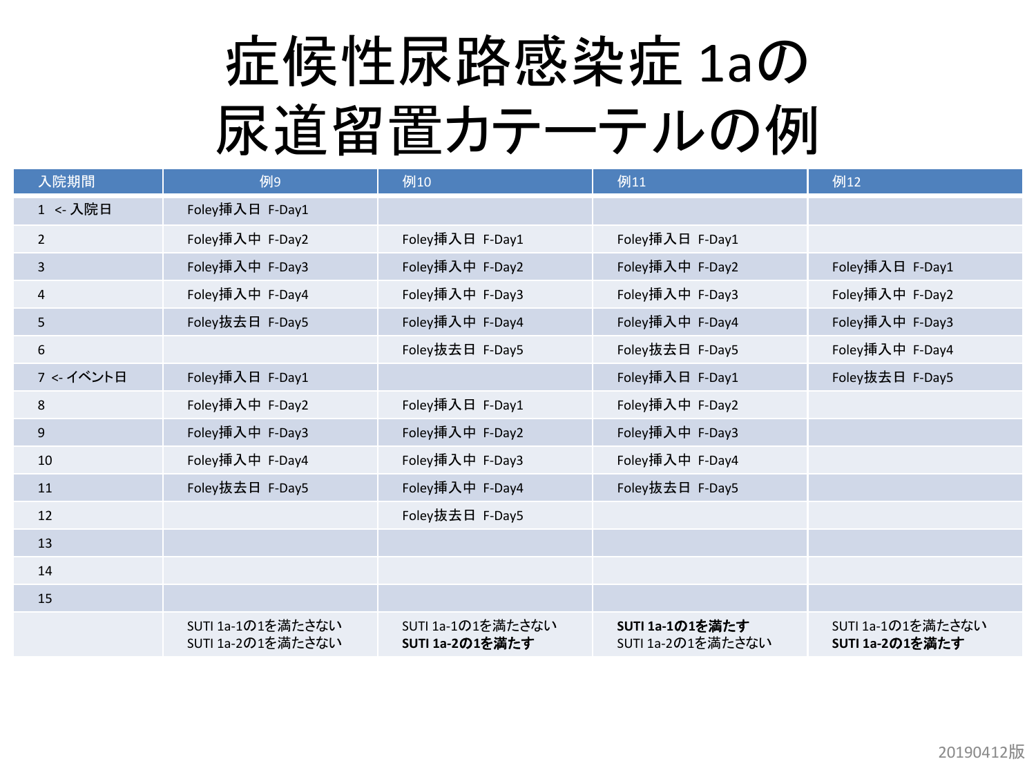# 症候性尿路感染症 1aの尿道留置カテーテルの例

| 入院期間 | 例9 | 例10 | 例11 | 例12 |
|---|---|---|---|---|
| 1 <- 入院日 | Foley挿入日 F-Day1 | | | |
| 2 | Foley挿入中 F-Day2 | Foley挿入日 F-Day1 | Foley挿入日 F-Day1 | |
| 3 | Foley挿入中 F-Day3 | Foley挿入中 F-Day2 | Foley挿入中 F-Day2 | Foley挿入日 F-Day1 |
| 4 | Foley挿入中 F-Day4 | Foley挿入中 F-Day3 | Foley挿入中 F-Day3 | Foley挿入中 F-Day2 |
| 5 | Foley抜去日 F-Day5 | Foley挿入中 F-Day4 | Foley挿入中 F-Day4 | Foley挿入中 F-Day3 |
| 6 | | Foley抜去日 F-Day5 | Foley抜去日 F-Day5 | Foley挿入中 F-Day4 |
| 7 <- イベント日 | Foley挿入日 F-Day1 | | Foley挿入日 F-Day1 | Foley抜去日 F-Day5 |
| 8 | Foley挿入中 F-Day2 | Foley挿入日 F-Day1 | Foley挿入中 F-Day2 | |
| 9 | Foley挿入中 F-Day3 | Foley挿入中 F-Day2 | Foley挿入中 F-Day3 | |
| 10 | Foley挿入中 F-Day4 | Foley挿入中 F-Day3 | Foley挿入中 F-Day4 | |
| 11 | Foley抜去日 F-Day5 | Foley挿入中 F-Day4 | Foley抜去日 F-Day5 | |
| 12 | | Foley抜去日 F-Day5 | | |
| 13 | | | | |
| 14 | | | | |
| 15 | | | | |
| | SUTI 1a-1の1を満たさない<br>SUTI 1a-2の1を満たさない | SUTI 1a-1の1を満たさない<br>**SUTI 1a-2の1を満たす** | **SUTI 1a-1の1を満たす**<br>SUTI 1a-2の1を満たさない | SUTI 1a-1の1を満たさない<br>**SUTI 1a-2の1を満たす** |

20190412版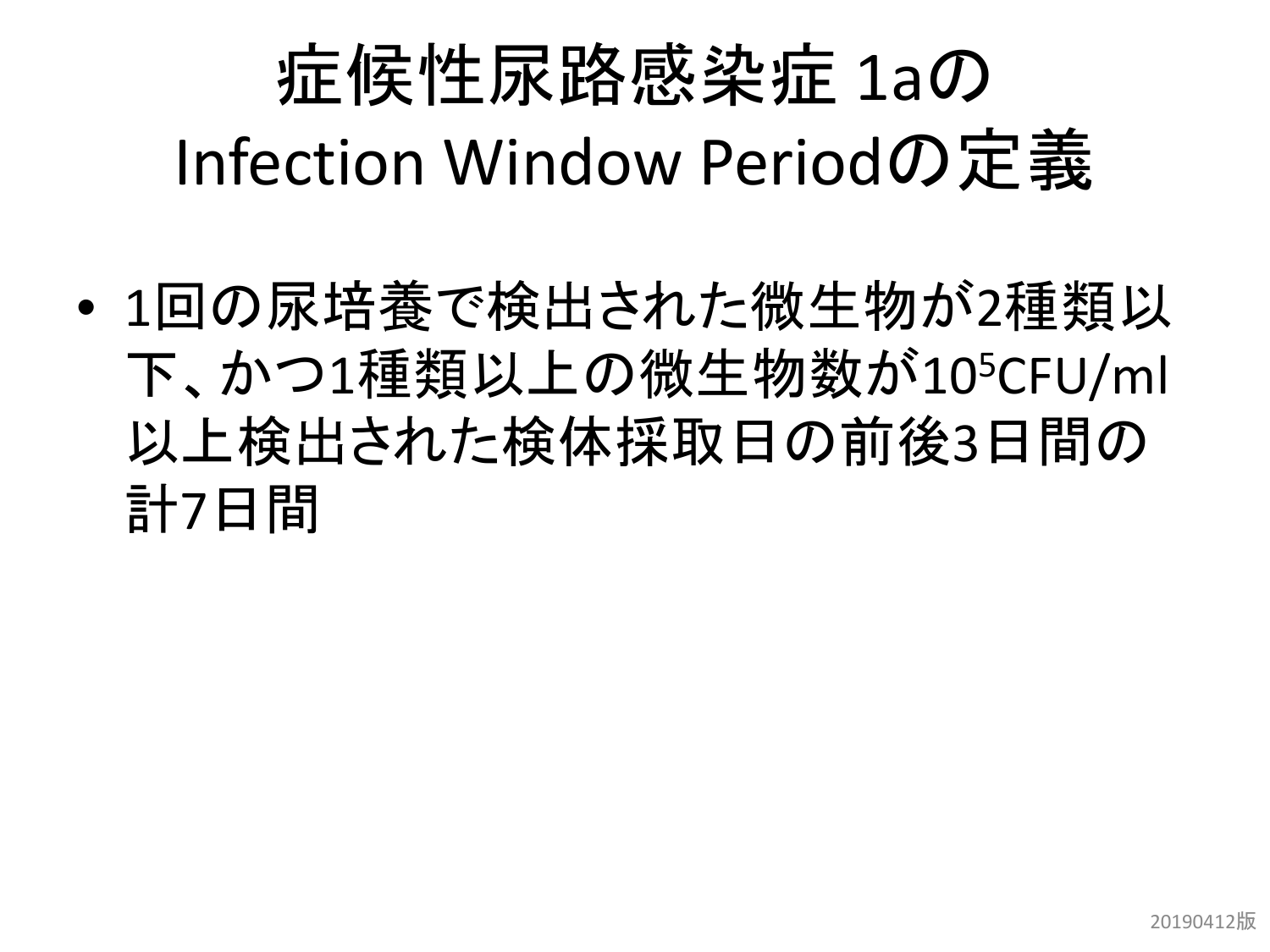# 症候性尿路感染症 1aの Infection Window Periodの定義

- 1回の尿培養で検出された微生物が2種類以下、かつ1種類以上の微生物数が$10^5$CFU/ml以上検出された検体採取日の前後3日間の計7日間

20190412版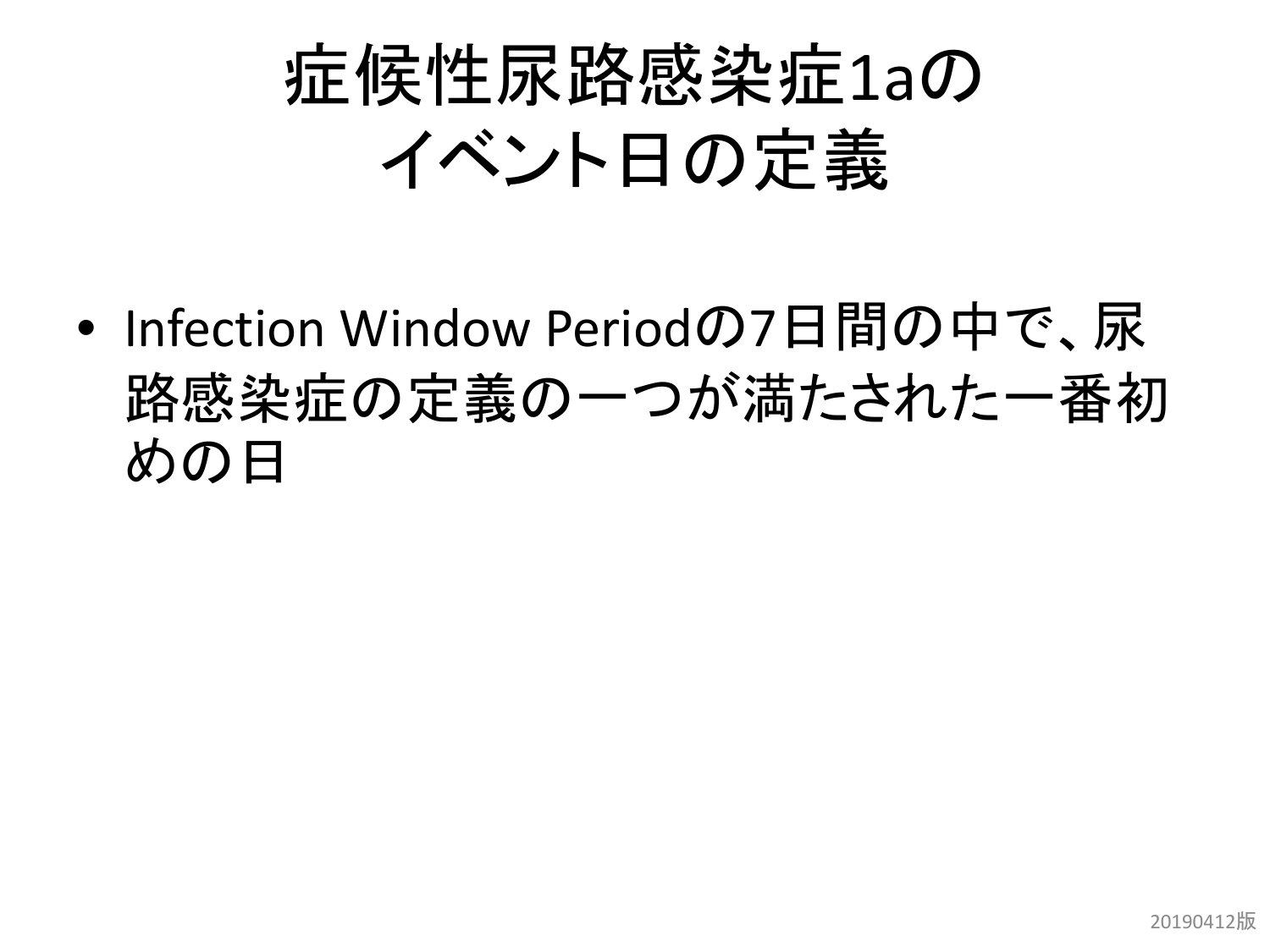# 症候性尿路感染症1aの イベント日の定義

- Infection Window Periodの7日間の中で、尿路感染症の定義の一つが満たされた一番初めの日

20190412版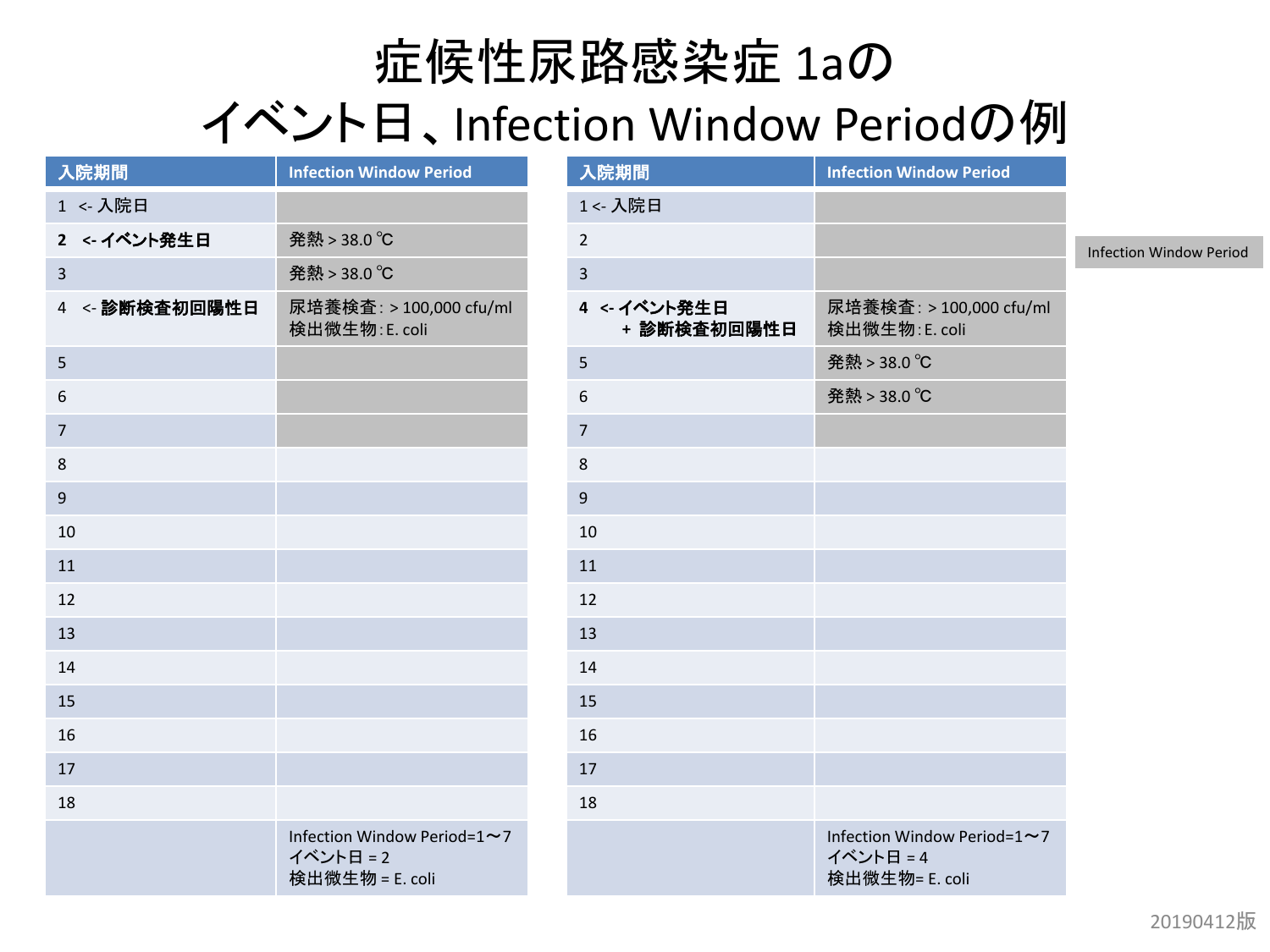# 症候性尿路感染症 1aの
# イベント日、Infection Window Periodの例

| 入院期間 | Infection Window Period |
|---|---|
| 1 <- 入院日 | |
| **2 <- イベント発生日** | 発熱 > 38.0 ℃ |
| 3 | 発熱 > 38.0 ℃ |
| 4 <- **診断検査初回陽性日** | 尿培養検査: > 100,000 cfu/ml<br>検出微生物: E. coli |
| 5 | |
| 6 | |
| 7 | |
| 8 | |
| 9 | |
| 10 | |
| 11 | |
| 12 | |
| 13 | |
| 14 | |
| 15 | |
| 16 | |
| 17 | |
| 18 | |
| | Infection Window Period=1〜7<br>イベント日 = 2<br>検出微生物 = E. coli |

| 入院期間 | Infection Window Period |
|---|---|
| 1 <- 入院日 | |
| 2 | |
| 3 | |
| **4 <- イベント発生日 + 診断検査初回陽性日** | 尿培養検査: > 100,000 cfu/ml<br>検出微生物: E. coli |
| 5 | 発熱 > 38.0 ℃ |
| 6 | 発熱 > 38.0 ℃ |
| 7 | |
| 8 | |
| 9 | |
| 10 | |
| 11 | |
| 12 | |
| 13 | |
| 14 | |
| 15 | |
| 16 | |
| 17 | |
| 18 | |
| | Infection Window Period=1〜7<br>イベント日 = 4<br>検出微生物= E. coli |

Infection Window Period

20190412版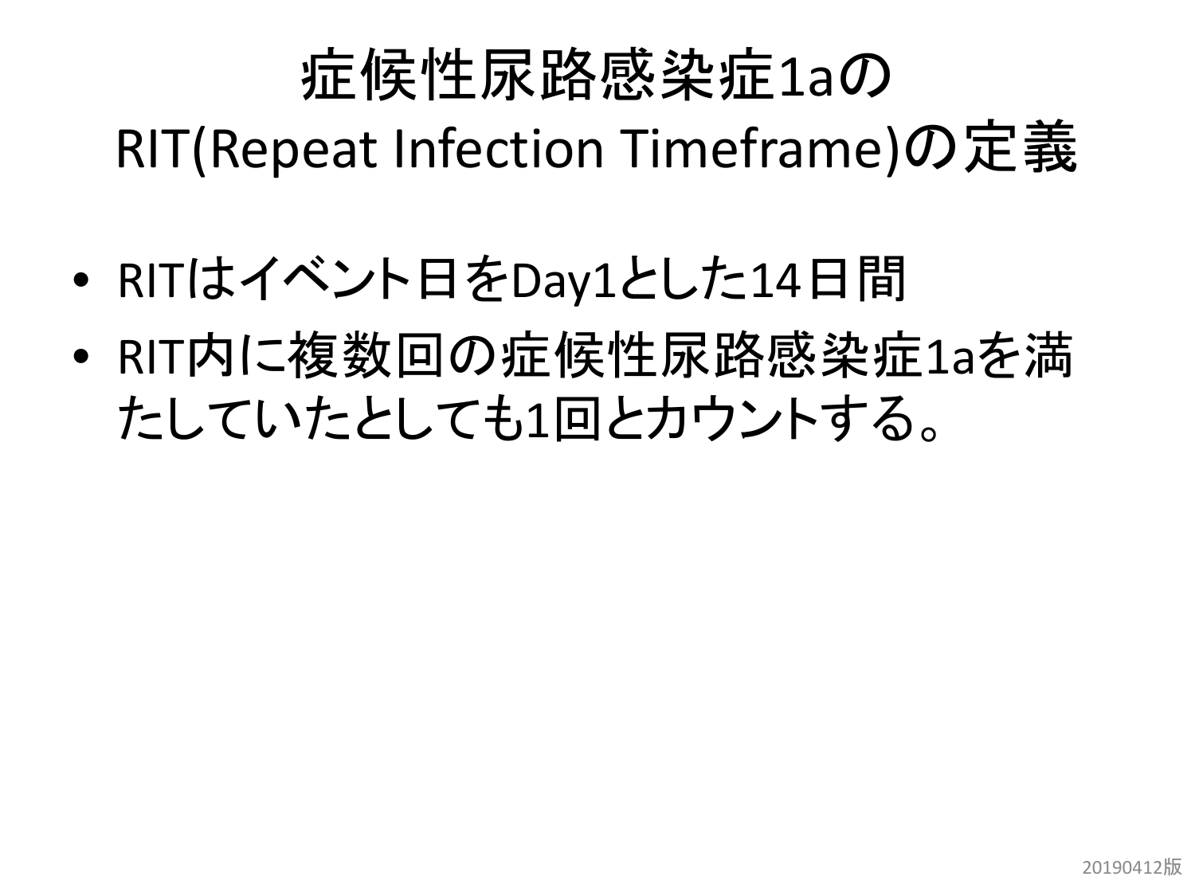# 症候性尿路感染症1aの
# RIT(Repeat Infection Timeframe)の定義

- RITはイベント日をDay1とした14日間
- RIT内に複数回の症候性尿路感染症1aを満たしていたとしても1回とカウントする。

20190412版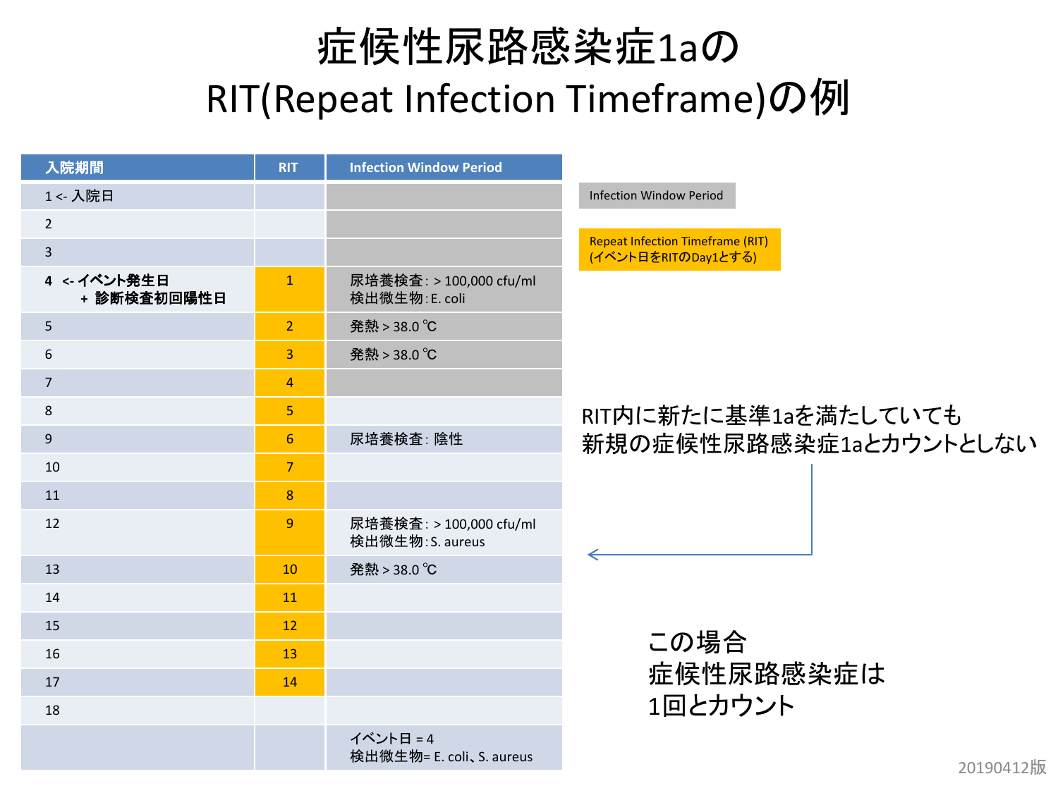# 症候性尿路感染症1aの RIT(Repeat Infection Timeframe)の例

| 入院期間 | RIT | Infection Window Period |
|---|---|---|
| 1 <- 入院日 | | |
| 2 | | |
| 3 | | |
| **4 <- イベント発生日 + 診断検査初回陽性日** | 1 | 尿培養検査: > 100,000 cfu/ml<br>検出微生物: E. coli |
| 5 | 2 | 発熱 > 38.0 ℃ |
| 6 | 3 | 発熱 > 38.0 ℃ |
| 7 | 4 | |
| 8 | 5 | |
| 9 | 6 | 尿培養検査: 陰性 |
| 10 | 7 | |
| 11 | 8 | |
| 12 | 9 | 尿培養検査: > 100,000 cfu/ml<br>検出微生物: S. aureus |
| 13 | 10 | 発熱 > 38.0 ℃ |
| 14 | 11 | |
| 15 | 12 | |
| 16 | 13 | |
| 17 | 14 | |
| 18 | | |
| | | イベント日 = 4<br>検出微生物= E. coli、S. aureus |

Infection Window Period

Repeat Infection Timeframe (RIT)
(イベント日をRITのDay1とする)

RIT内に新たに基準1aを満たしていても
新規の症候性尿路感染症1aとカウントとしない

この場合
症候性尿路感染症は
1回とカウント

20190412版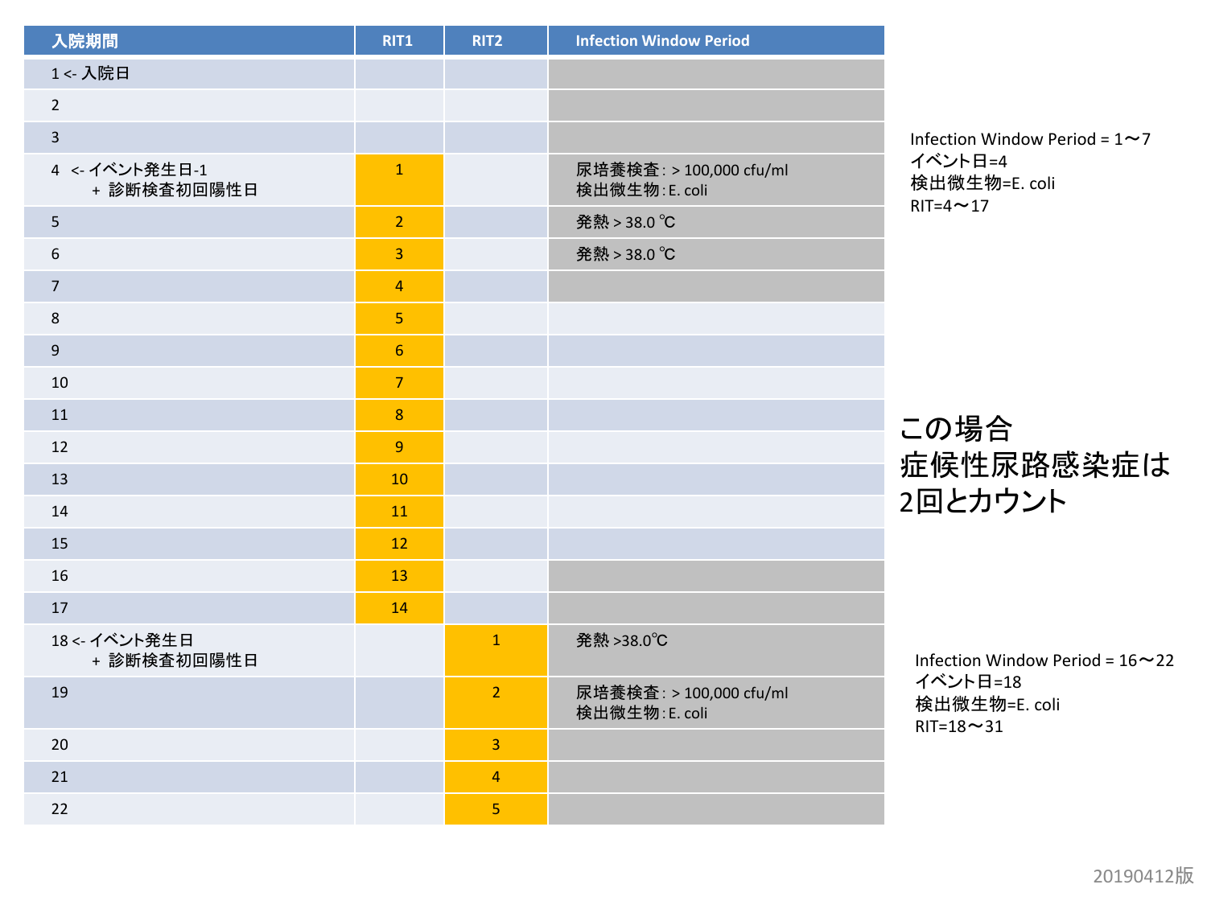| 入院期間 | RIT1 | RIT2 | Infection Window Period |
|---|---|---|---|
| 1 <- 入院日 | | | |
| 2 | | | |
| 3 | | | |
| 4 <- イベント発生日-1<br>+ 診断検査初回陽性日 | 1 | | 尿培養検査：> 100,000 cfu/ml<br>検出微生物：E. coli |
| 5 | 2 | | 発熱 > 38.0 ℃ |
| 6 | 3 | | 発熱 > 38.0 ℃ |
| 7 | 4 | | |
| 8 | 5 | | |
| 9 | 6 | | |
| 10 | 7 | | |
| 11 | 8 | | |
| 12 | 9 | | |
| 13 | 10 | | |
| 14 | 11 | | |
| 15 | 12 | | |
| 16 | 13 | | |
| 17 | 14 | | |
| 18 <- イベント発生日<br>+ 診断検査初回陽性日 | | 1 | 発熱 >38.0℃ |
| 19 | | 2 | 尿培養検査：> 100,000 cfu/ml<br>検出微生物：E. coli |
| 20 | | 3 | |
| 21 | | 4 | |
| 22 | | 5 | |

Infection Window Period = 1〜7
イベント日=4
検出微生物=E. coli
RIT=4〜17

## この場合症候性尿路感染症は2回とカウント

Infection Window Period = 16〜22
イベント日=18
検出微生物=E. coli
RIT=18〜31

20190412版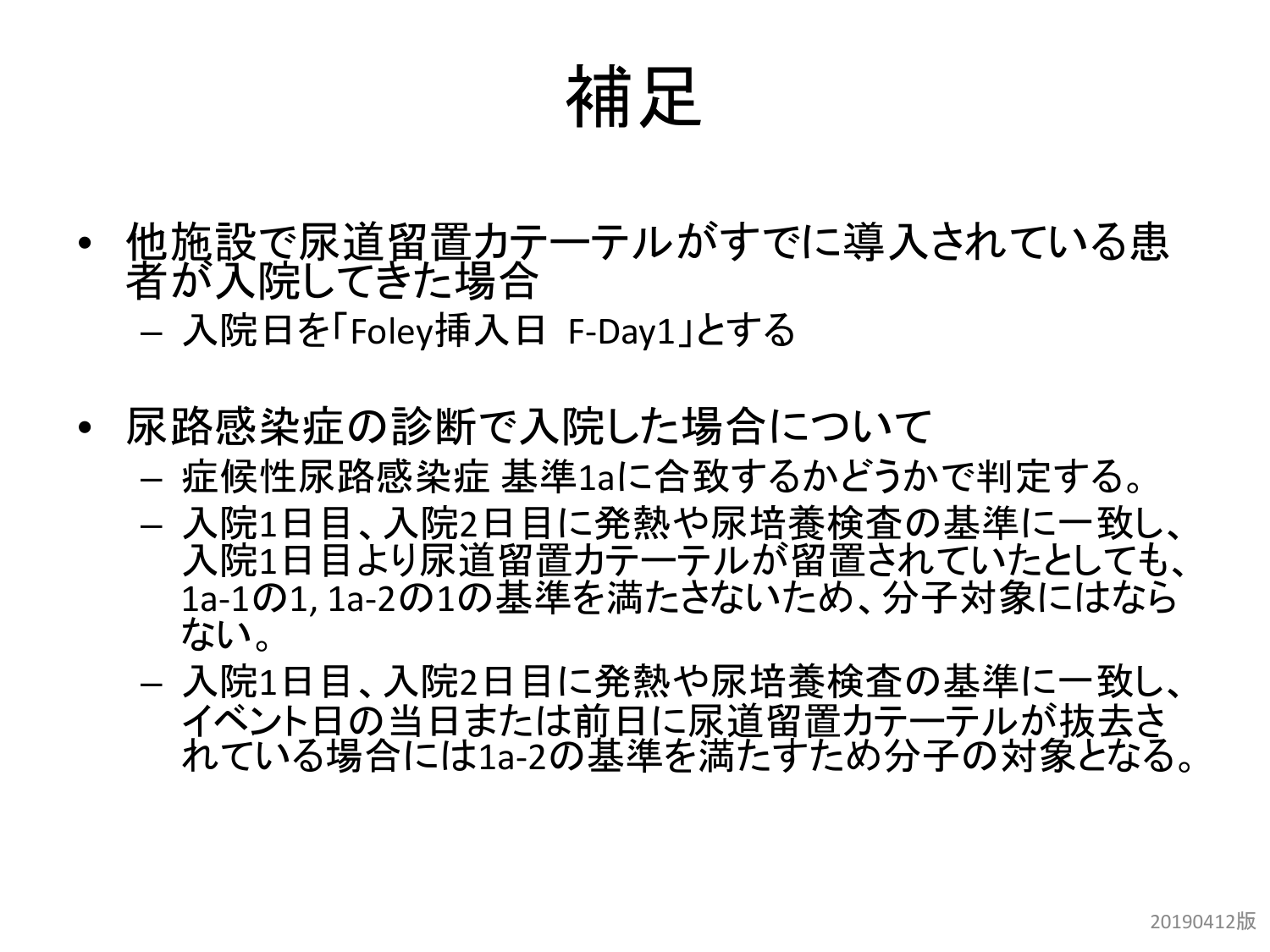# 補足

- 他施設で尿道留置カテーテルがすでに導入されている患者が入院してきた場合
  - 入院日を「Foley挿入日　F-Day1」とする

- 尿路感染症の診断で入院した場合について
  - 症候性尿路感染症 基準1aに合致するかどうかで判定する。
  - 入院1日目、入院2日目に発熱や尿培養検査の基準に一致し、入院1日目より尿道留置カテーテルが留置されていたとしても、1a-1の1, 1a-2の1の基準を満たさないため、分子対象にはならない。
  - 入院1日目、入院2日目に発熱や尿培養検査の基準に一致し、イベント日の当日または前日に尿道留置カテーテルが抜去されている場合には1a-2の基準を満たすため分子の対象となる。

20190412版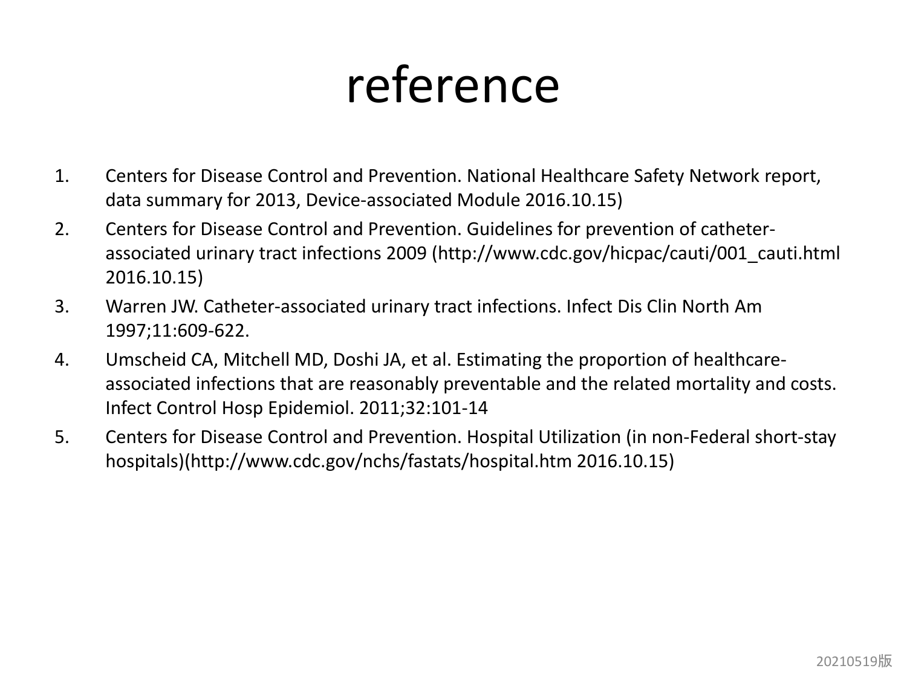# reference

1. Centers for Disease Control and Prevention. National Healthcare Safety Network report, data summary for 2013, Device-associated Module 2016.10.15)
2. Centers for Disease Control and Prevention. Guidelines for prevention of catheter-associated urinary tract infections 2009 (http://www.cdc.gov/hicpac/cauti/001_cauti.html 2016.10.15)
3. Warren JW. Catheter-associated urinary tract infections. Infect Dis Clin North Am 1997;11:609-622.
4. Umscheid CA, Mitchell MD, Doshi JA, et al. Estimating the proportion of healthcare-associated infections that are reasonably preventable and the related mortality and costs. Infect Control Hosp Epidemiol. 2011;32:101-14
5. Centers for Disease Control and Prevention. Hospital Utilization (in non-Federal short-stay hospitals)(http://www.cdc.gov/nchs/fastats/hospital.htm 2016.10.15)

20210519版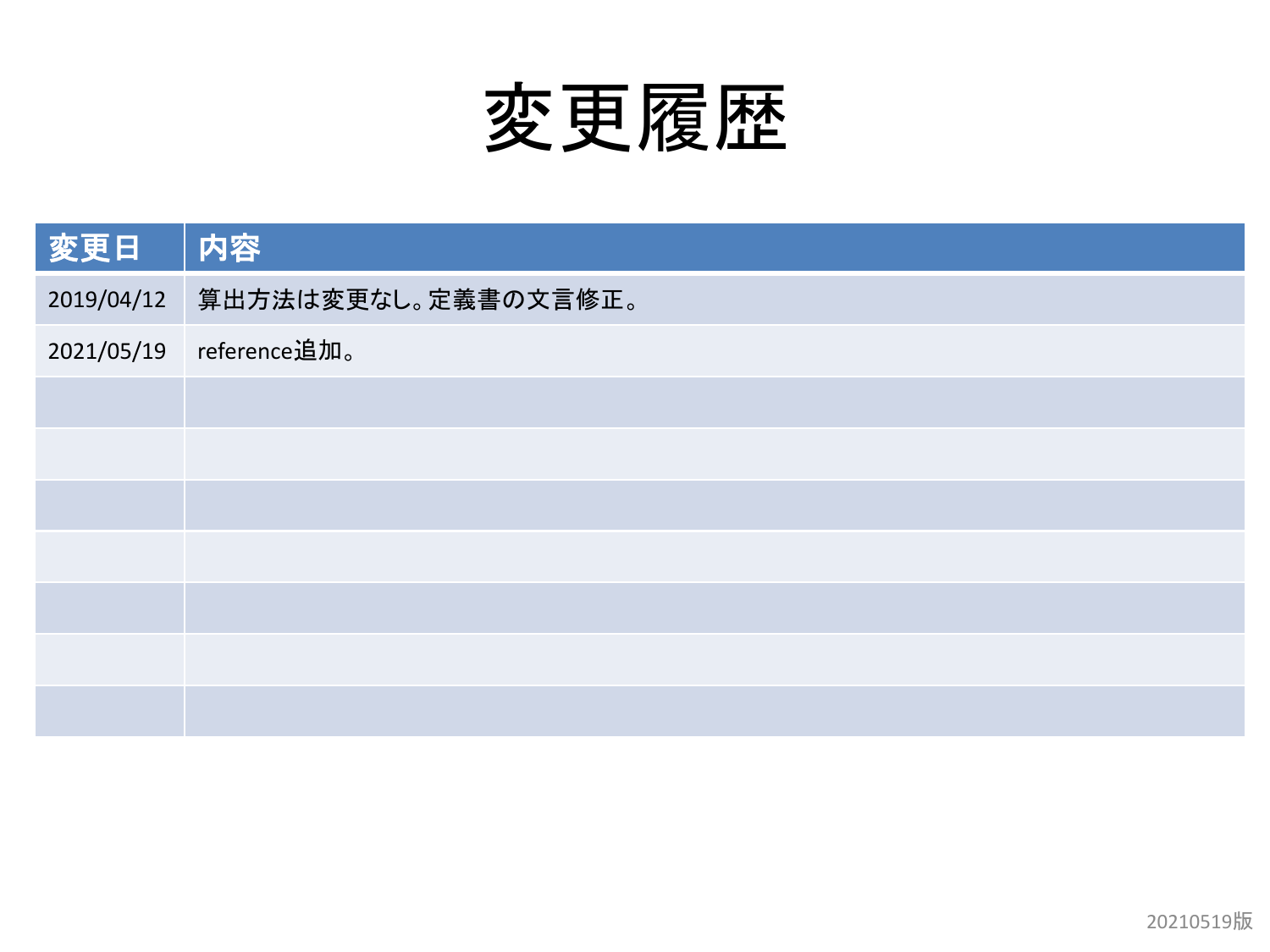# 変更履歴

| 変更日 | 内容 |
| --- | --- |
| 2019/04/12 | 算出方法は変更なし。定義書の文言修正。 |
| 2021/05/19 | reference追加。 |
| | |
| | |
| | |
| | |
| | |
| | |
| | |

20210519版